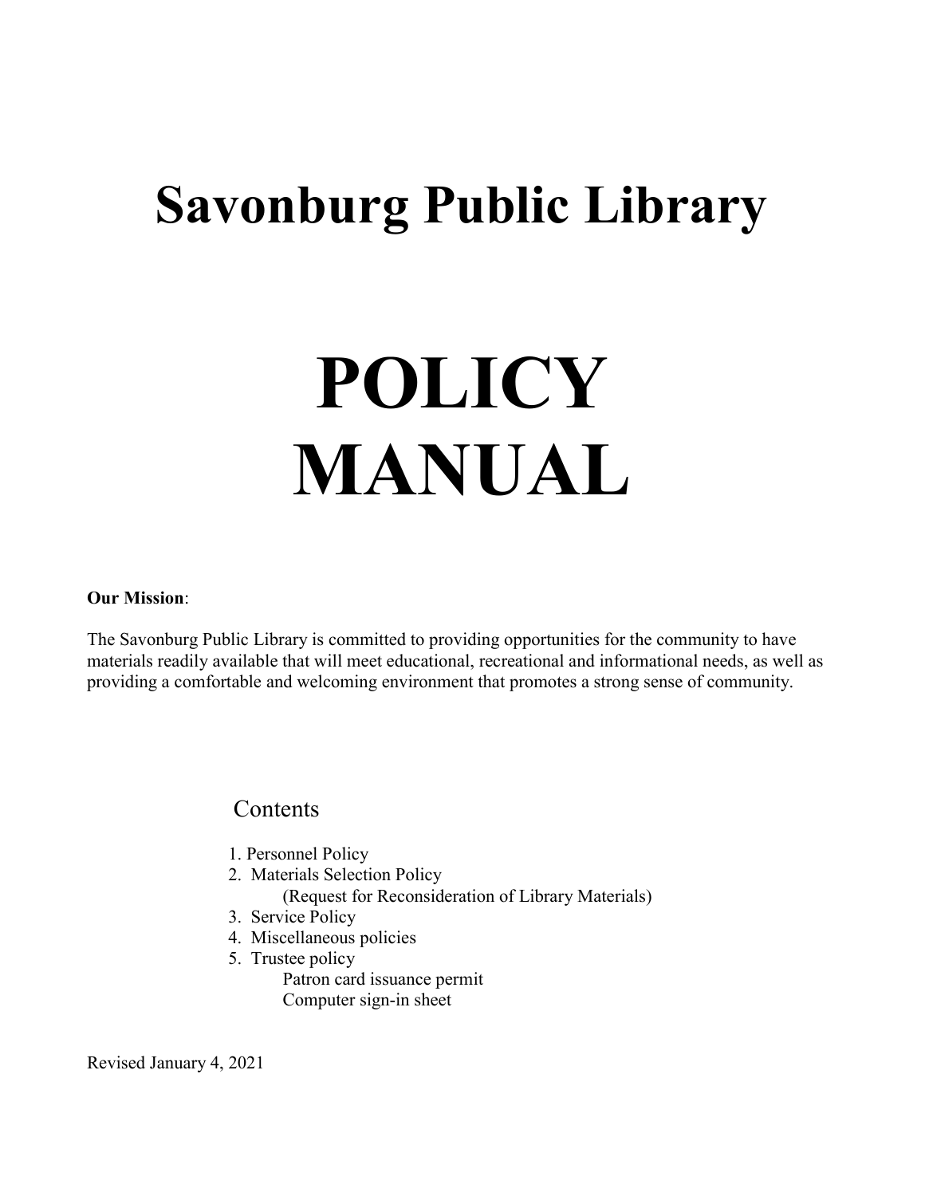# Savonburg Public Library

# POLICY MANUAL

**Our Mission**:

The Savonburg Public Library is committed to providing opportunities for the community to have materials readily available that will meet educational, recreational and informational needs, as well as providing a comfortable and welcoming environment that promotes a strong sense of community.

## Contents

1. Personnel Policy
2. Materials Selection Policy
   (Request for Reconsideration of Library Materials)
3. Service Policy
4. Miscellaneous policies
5. Trustee policy
   Patron card issuance permit
   Computer sign-in sheet

Revised January 4, 2021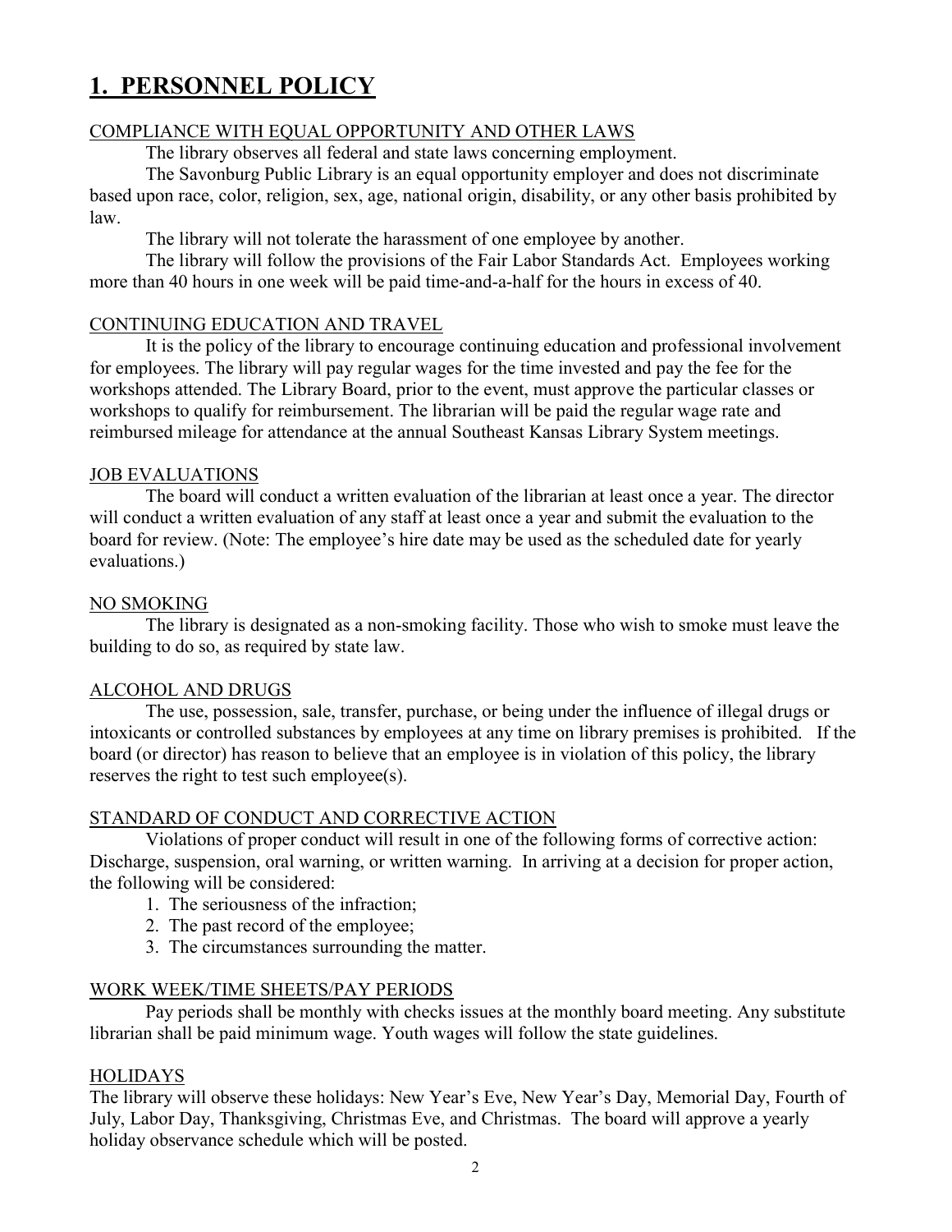# 1. PERSONNEL POLICY

COMPLIANCE WITH EQUAL OPPORTUNITY AND OTHER LAWS

The library observes all federal and state laws concerning employment.

The Savonburg Public Library is an equal opportunity employer and does not discriminate based upon race, color, religion, sex, age, national origin, disability, or any other basis prohibited by law.

The library will not tolerate the harassment of one employee by another.

The library will follow the provisions of the Fair Labor Standards Act. Employees working more than 40 hours in one week will be paid time-and-a-half for the hours in excess of 40.

CONTINUING EDUCATION AND TRAVEL

It is the policy of the library to encourage continuing education and professional involvement for employees. The library will pay regular wages for the time invested and pay the fee for the workshops attended. The Library Board, prior to the event, must approve the particular classes or workshops to qualify for reimbursement. The librarian will be paid the regular wage rate and reimbursed mileage for attendance at the annual Southeast Kansas Library System meetings.

JOB EVALUATIONS

The board will conduct a written evaluation of the librarian at least once a year. The director will conduct a written evaluation of any staff at least once a year and submit the evaluation to the board for review. (Note: The employee's hire date may be used as the scheduled date for yearly evaluations.)

NO SMOKING

The library is designated as a non-smoking facility. Those who wish to smoke must leave the building to do so, as required by state law.

ALCOHOL AND DRUGS

The use, possession, sale, transfer, purchase, or being under the influence of illegal drugs or intoxicants or controlled substances by employees at any time on library premises is prohibited. If the board (or director) has reason to believe that an employee is in violation of this policy, the library reserves the right to test such employee(s).

STANDARD OF CONDUCT AND CORRECTIVE ACTION

Violations of proper conduct will result in one of the following forms of corrective action: Discharge, suspension, oral warning, or written warning. In arriving at a decision for proper action, the following will be considered:

1. The seriousness of the infraction;
2. The past record of the employee;
3. The circumstances surrounding the matter.

WORK WEEK/TIME SHEETS/PAY PERIODS

Pay periods shall be monthly with checks issues at the monthly board meeting. Any substitute librarian shall be paid minimum wage. Youth wages will follow the state guidelines.

HOLIDAYS

The library will observe these holidays: New Year's Eve, New Year's Day, Memorial Day, Fourth of July, Labor Day, Thanksgiving, Christmas Eve, and Christmas. The board will approve a yearly holiday observance schedule which will be posted.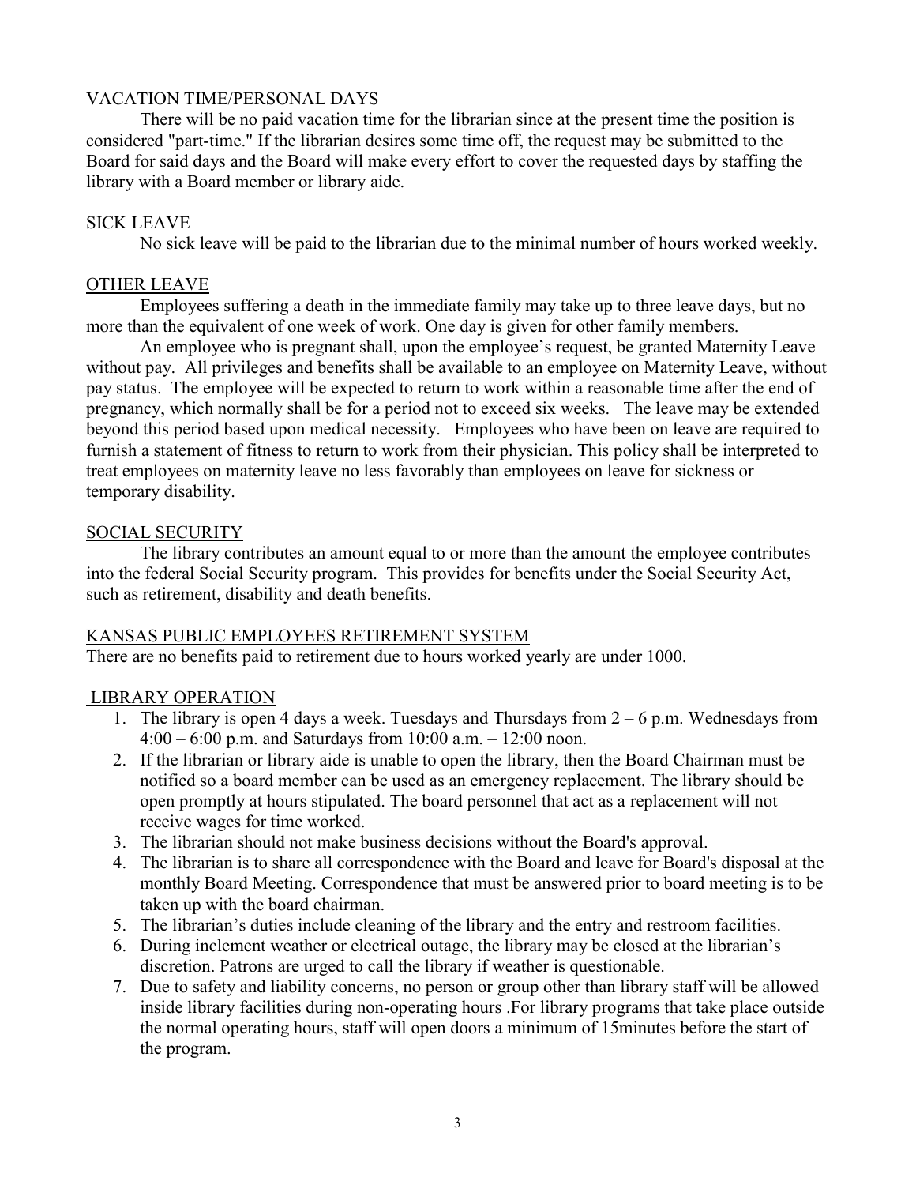## VACATION TIME/PERSONAL DAYS

There will be no paid vacation time for the librarian since at the present time the position is considered "part-time." If the librarian desires some time off, the request may be submitted to the Board for said days and the Board will make every effort to cover the requested days by staffing the library with a Board member or library aide.

## SICK LEAVE

No sick leave will be paid to the librarian due to the minimal number of hours worked weekly.

## OTHER LEAVE

Employees suffering a death in the immediate family may take up to three leave days, but no more than the equivalent of one week of work. One day is given for other family members.

An employee who is pregnant shall, upon the employee's request, be granted Maternity Leave without pay. All privileges and benefits shall be available to an employee on Maternity Leave, without pay status. The employee will be expected to return to work within a reasonable time after the end of pregnancy, which normally shall be for a period not to exceed six weeks. The leave may be extended beyond this period based upon medical necessity. Employees who have been on leave are required to furnish a statement of fitness to return to work from their physician. This policy shall be interpreted to treat employees on maternity leave no less favorably than employees on leave for sickness or temporary disability.

## SOCIAL SECURITY

The library contributes an amount equal to or more than the amount the employee contributes into the federal Social Security program. This provides for benefits under the Social Security Act, such as retirement, disability and death benefits.

## KANSAS PUBLIC EMPLOYEES RETIREMENT SYSTEM

There are no benefits paid to retirement due to hours worked yearly are under 1000.

## LIBRARY OPERATION

1. The library is open 4 days a week. Tuesdays and Thursdays from 2 – 6 p.m. Wednesdays from 4:00 – 6:00 p.m. and Saturdays from 10:00 a.m. – 12:00 noon.
2. If the librarian or library aide is unable to open the library, then the Board Chairman must be notified so a board member can be used as an emergency replacement. The library should be open promptly at hours stipulated. The board personnel that act as a replacement will not receive wages for time worked.
3. The librarian should not make business decisions without the Board's approval.
4. The librarian is to share all correspondence with the Board and leave for Board's disposal at the monthly Board Meeting. Correspondence that must be answered prior to board meeting is to be taken up with the board chairman.
5. The librarian's duties include cleaning of the library and the entry and restroom facilities.
6. During inclement weather or electrical outage, the library may be closed at the librarian's discretion. Patrons are urged to call the library if weather is questionable.
7. Due to safety and liability concerns, no person or group other than library staff will be allowed inside library facilities during non-operating hours .For library programs that take place outside the normal operating hours, staff will open doors a minimum of 15minutes before the start of the program.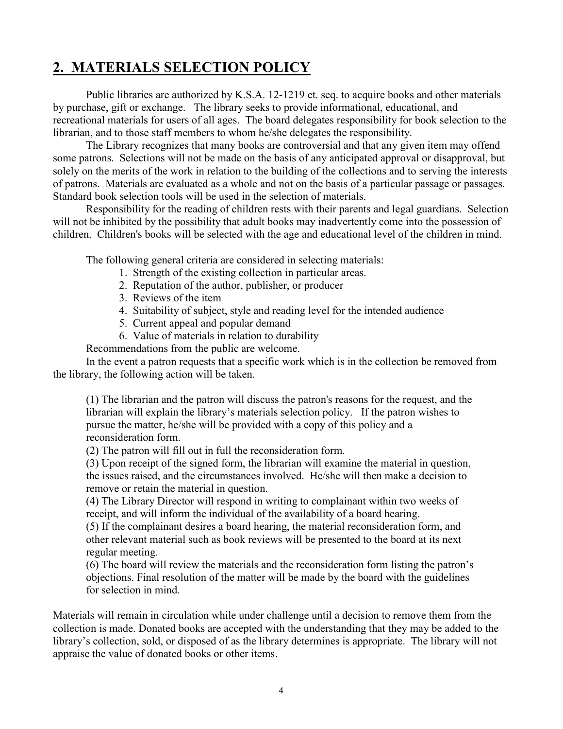## 2. MATERIALS SELECTION POLICY

Public libraries are authorized by K.S.A. 12-1219 et. seq. to acquire books and other materials by purchase, gift or exchange. The library seeks to provide informational, educational, and recreational materials for users of all ages. The board delegates responsibility for book selection to the librarian, and to those staff members to whom he/she delegates the responsibility.

The Library recognizes that many books are controversial and that any given item may offend some patrons. Selections will not be made on the basis of any anticipated approval or disapproval, but solely on the merits of the work in relation to the building of the collections and to serving the interests of patrons. Materials are evaluated as a whole and not on the basis of a particular passage or passages. Standard book selection tools will be used in the selection of materials.

Responsibility for the reading of children rests with their parents and legal guardians. Selection will not be inhibited by the possibility that adult books may inadvertently come into the possession of children. Children's books will be selected with the age and educational level of the children in mind.

The following general criteria are considered in selecting materials:

1. Strength of the existing collection in particular areas.
2. Reputation of the author, publisher, or producer
3. Reviews of the item
4. Suitability of subject, style and reading level for the intended audience
5. Current appeal and popular demand
6. Value of materials in relation to durability

Recommendations from the public are welcome.

In the event a patron requests that a specific work which is in the collection be removed from the library, the following action will be taken.

(1) The librarian and the patron will discuss the patron's reasons for the request, and the librarian will explain the library's materials selection policy. If the patron wishes to pursue the matter, he/she will be provided with a copy of this policy and a reconsideration form.

(2) The patron will fill out in full the reconsideration form.

(3) Upon receipt of the signed form, the librarian will examine the material in question, the issues raised, and the circumstances involved. He/she will then make a decision to remove or retain the material in question.

(4) The Library Director will respond in writing to complainant within two weeks of receipt, and will inform the individual of the availability of a board hearing.

(5) If the complainant desires a board hearing, the material reconsideration form, and other relevant material such as book reviews will be presented to the board at its next regular meeting.

(6) The board will review the materials and the reconsideration form listing the patron's objections. Final resolution of the matter will be made by the board with the guidelines for selection in mind.

Materials will remain in circulation while under challenge until a decision to remove them from the collection is made. Donated books are accepted with the understanding that they may be added to the library's collection, sold, or disposed of as the library determines is appropriate. The library will not appraise the value of donated books or other items.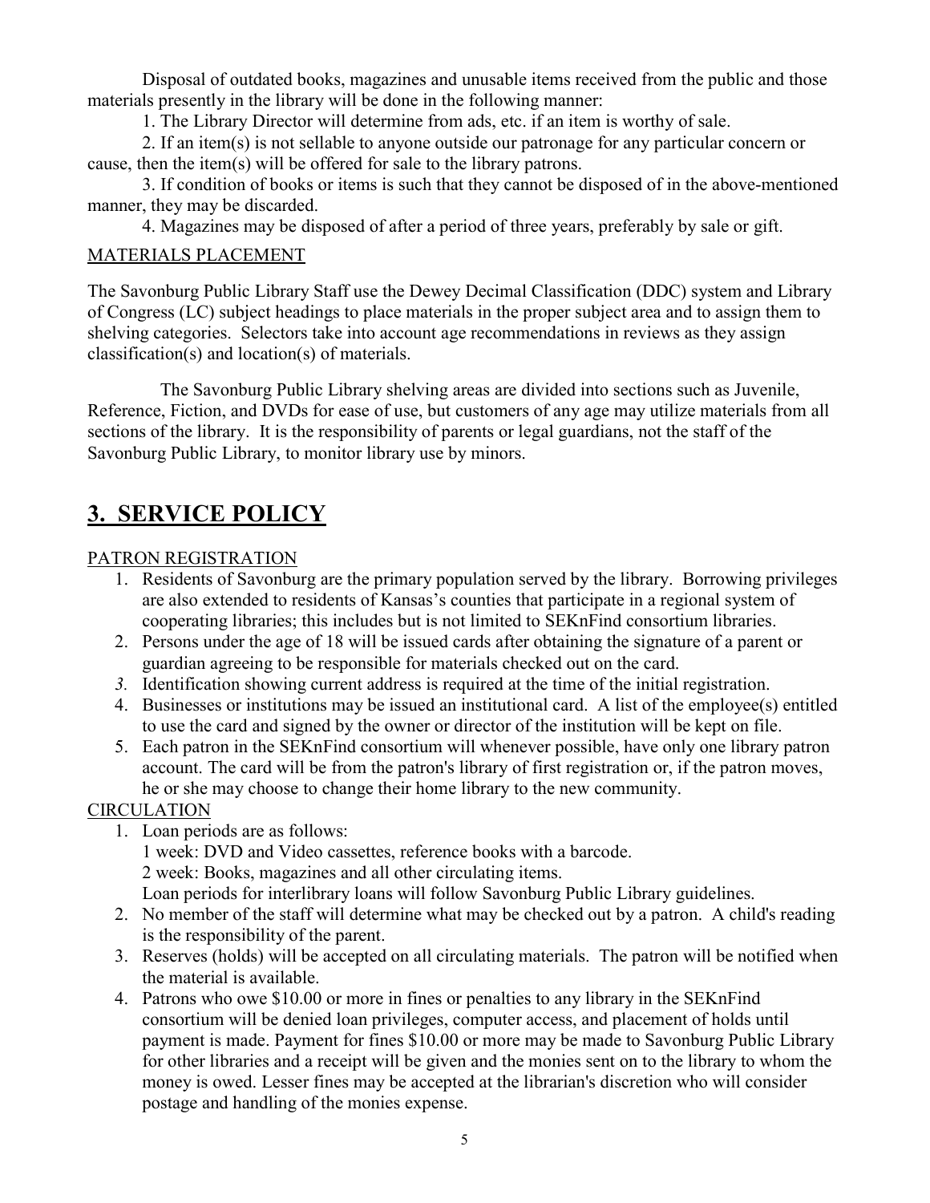Disposal of outdated books, magazines and unusable items received from the public and those materials presently in the library will be done in the following manner:

1. The Library Director will determine from ads, etc. if an item is worthy of sale.

2. If an item(s) is not sellable to anyone outside our patronage for any particular concern or cause, then the item(s) will be offered for sale to the library patrons.

3. If condition of books or items is such that they cannot be disposed of in the above-mentioned manner, they may be discarded.

4. Magazines may be disposed of after a period of three years, preferably by sale or gift.

MATERIALS PLACEMENT

The Savonburg Public Library Staff use the Dewey Decimal Classification (DDC) system and Library of Congress (LC) subject headings to place materials in the proper subject area and to assign them to shelving categories. Selectors take into account age recommendations in reviews as they assign classification(s) and location(s) of materials.

The Savonburg Public Library shelving areas are divided into sections such as Juvenile, Reference, Fiction, and DVDs for ease of use, but customers of any age may utilize materials from all sections of the library. It is the responsibility of parents or legal guardians, not the staff of the Savonburg Public Library, to monitor library use by minors.

# 3. SERVICE POLICY

PATRON REGISTRATION

1. Residents of Savonburg are the primary population served by the library. Borrowing privileges are also extended to residents of Kansas's counties that participate in a regional system of cooperating libraries; this includes but is not limited to SEKnFind consortium libraries.
2. Persons under the age of 18 will be issued cards after obtaining the signature of a parent or guardian agreeing to be responsible for materials checked out on the card.
3. Identification showing current address is required at the time of the initial registration.
4. Businesses or institutions may be issued an institutional card. A list of the employee(s) entitled to use the card and signed by the owner or director of the institution will be kept on file.
5. Each patron in the SEKnFind consortium will whenever possible, have only one library patron account. The card will be from the patron's library of first registration or, if the patron moves, he or she may choose to change their home library to the new community.

CIRCULATION

1. Loan periods are as follows:
   1 week: DVD and Video cassettes, reference books with a barcode.
   2 week: Books, magazines and all other circulating items.
   Loan periods for interlibrary loans will follow Savonburg Public Library guidelines.
2. No member of the staff will determine what may be checked out by a patron. A child's reading is the responsibility of the parent.
3. Reserves (holds) will be accepted on all circulating materials. The patron will be notified when the material is available.
4. Patrons who owe $10.00 or more in fines or penalties to any library in the SEKnFind consortium will be denied loan privileges, computer access, and placement of holds until payment is made. Payment for fines $10.00 or more may be made to Savonburg Public Library for other libraries and a receipt will be given and the monies sent on to the library to whom the money is owed. Lesser fines may be accepted at the librarian's discretion who will consider postage and handling of the monies expense.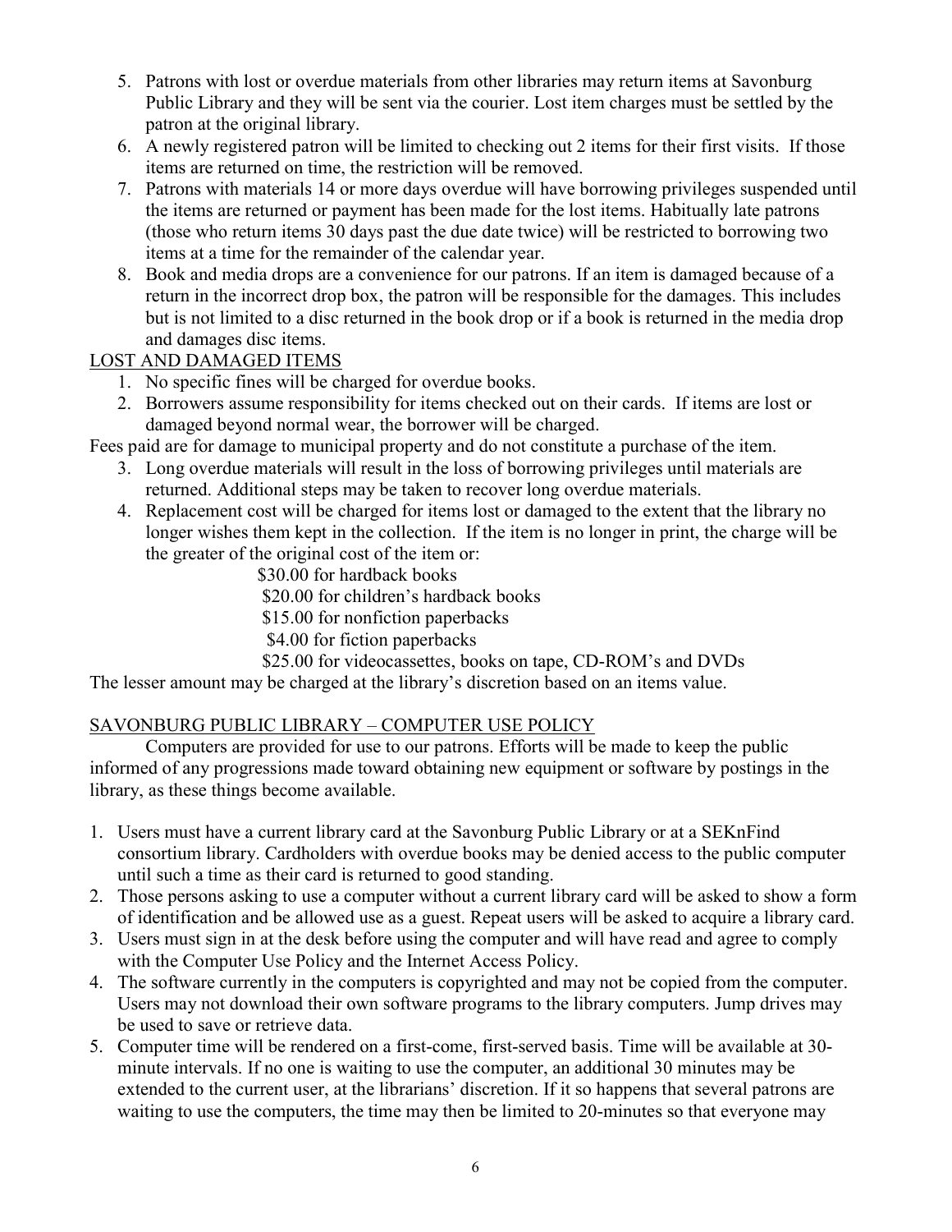5. Patrons with lost or overdue materials from other libraries may return items at Savonburg Public Library and they will be sent via the courier. Lost item charges must be settled by the patron at the original library.
6. A newly registered patron will be limited to checking out 2 items for their first visits. If those items are returned on time, the restriction will be removed.
7. Patrons with materials 14 or more days overdue will have borrowing privileges suspended until the items are returned or payment has been made for the lost items. Habitually late patrons (those who return items 30 days past the due date twice) will be restricted to borrowing two items at a time for the remainder of the calendar year.
8. Book and media drops are a convenience for our patrons. If an item is damaged because of a return in the incorrect drop box, the patron will be responsible for the damages. This includes but is not limited to a disc returned in the book drop or if a book is returned in the media drop and damages disc items.

<u>LOST AND DAMAGED ITEMS</u>

1. No specific fines will be charged for overdue books.
2. Borrowers assume responsibility for items checked out on their cards. If items are lost or damaged beyond normal wear, the borrower will be charged.

Fees paid are for damage to municipal property and do not constitute a purchase of the item.

3. Long overdue materials will result in the loss of borrowing privileges until materials are returned. Additional steps may be taken to recover long overdue materials.
4. Replacement cost will be charged for items lost or damaged to the extent that the library no longer wishes them kept in the collection. If the item is no longer in print, the charge will be the greater of the original cost of the item or:

   $30.00 for hardback books
   $20.00 for children's hardback books
   $15.00 for nonfiction paperbacks
   $4.00 for fiction paperbacks
   $25.00 for videocassettes, books on tape, CD-ROM's and DVDs

The lesser amount may be charged at the library's discretion based on an items value.

<u>SAVONBURG PUBLIC LIBRARY – COMPUTER USE POLICY</u>

Computers are provided for use to our patrons. Efforts will be made to keep the public informed of any progressions made toward obtaining new equipment or software by postings in the library, as these things become available.

1. Users must have a current library card at the Savonburg Public Library or at a SEKnFind consortium library. Cardholders with overdue books may be denied access to the public computer until such a time as their card is returned to good standing.
2. Those persons asking to use a computer without a current library card will be asked to show a form of identification and be allowed use as a guest. Repeat users will be asked to acquire a library card.
3. Users must sign in at the desk before using the computer and will have read and agree to comply with the Computer Use Policy and the Internet Access Policy.
4. The software currently in the computers is copyrighted and may not be copied from the computer. Users may not download their own software programs to the library computers. Jump drives may be used to save or retrieve data.
5. Computer time will be rendered on a first-come, first-served basis. Time will be available at 30-minute intervals. If no one is waiting to use the computer, an additional 30 minutes may be extended to the current user, at the librarians' discretion. If it so happens that several patrons are waiting to use the computers, the time may then be limited to 20-minutes so that everyone may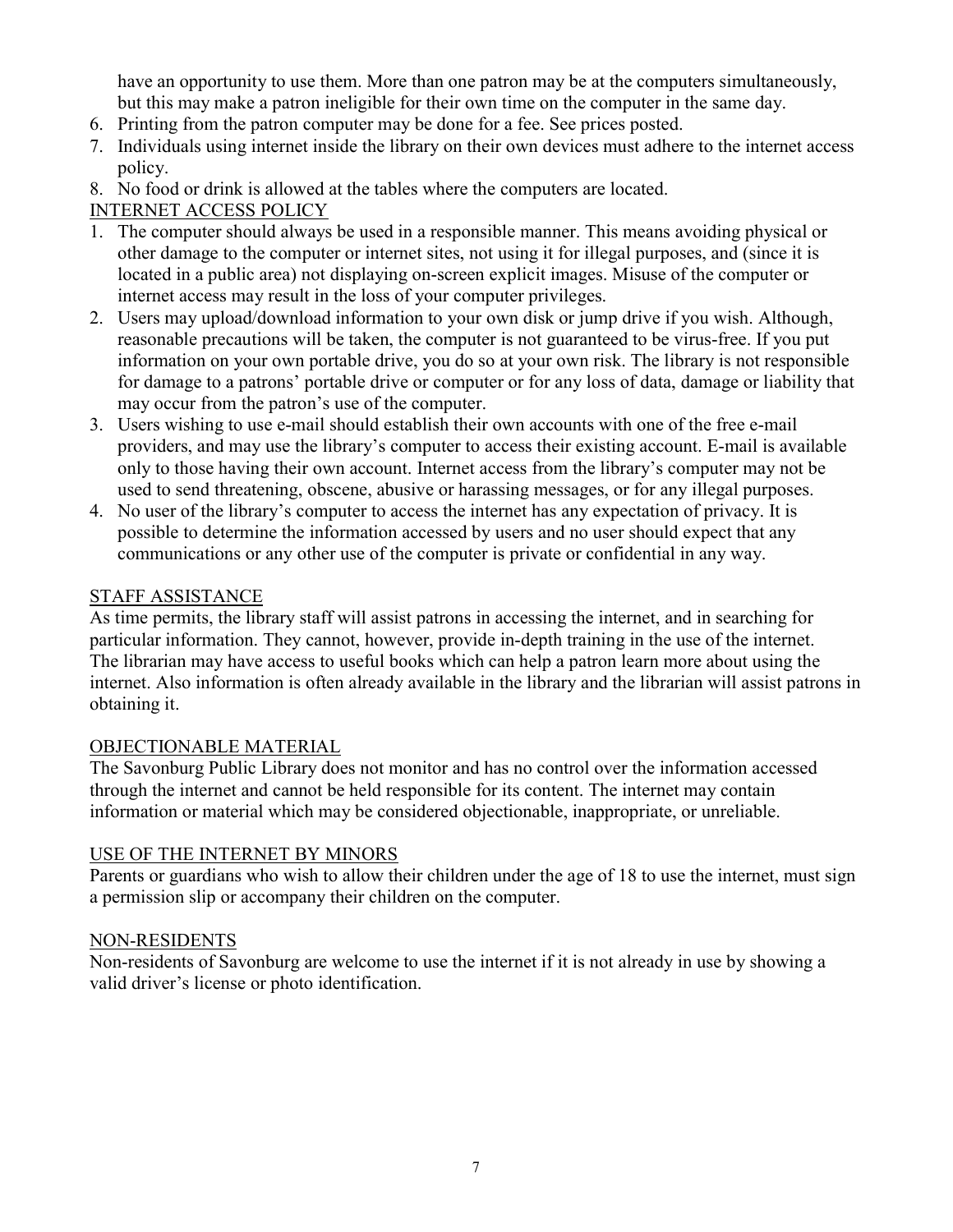have an opportunity to use them. More than one patron may be at the computers simultaneously, but this may make a patron ineligible for their own time on the computer in the same day.

6. Printing from the patron computer may be done for a fee. See prices posted.
7. Individuals using internet inside the library on their own devices must adhere to the internet access policy.
8. No food or drink is allowed at the tables where the computers are located.

INTERNET ACCESS POLICY

1. The computer should always be used in a responsible manner. This means avoiding physical or other damage to the computer or internet sites, not using it for illegal purposes, and (since it is located in a public area) not displaying on-screen explicit images. Misuse of the computer or internet access may result in the loss of your computer privileges.
2. Users may upload/download information to your own disk or jump drive if you wish. Although, reasonable precautions will be taken, the computer is not guaranteed to be virus-free. If you put information on your own portable drive, you do so at your own risk. The library is not responsible for damage to a patrons' portable drive or computer or for any loss of data, damage or liability that may occur from the patron's use of the computer.
3. Users wishing to use e-mail should establish their own accounts with one of the free e-mail providers, and may use the library's computer to access their existing account. E-mail is available only to those having their own account. Internet access from the library's computer may not be used to send threatening, obscene, abusive or harassing messages, or for any illegal purposes.
4. No user of the library's computer to access the internet has any expectation of privacy. It is possible to determine the information accessed by users and no user should expect that any communications or any other use of the computer is private or confidential in any way.

STAFF ASSISTANCE

As time permits, the library staff will assist patrons in accessing the internet, and in searching for particular information. They cannot, however, provide in-depth training in the use of the internet. The librarian may have access to useful books which can help a patron learn more about using the internet. Also information is often already available in the library and the librarian will assist patrons in obtaining it.

OBJECTIONABLE MATERIAL

The Savonburg Public Library does not monitor and has no control over the information accessed through the internet and cannot be held responsible for its content. The internet may contain information or material which may be considered objectionable, inappropriate, or unreliable.

USE OF THE INTERNET BY MINORS

Parents or guardians who wish to allow their children under the age of 18 to use the internet, must sign a permission slip or accompany their children on the computer.

NON-RESIDENTS

Non-residents of Savonburg are welcome to use the internet if it is not already in use by showing a valid driver's license or photo identification.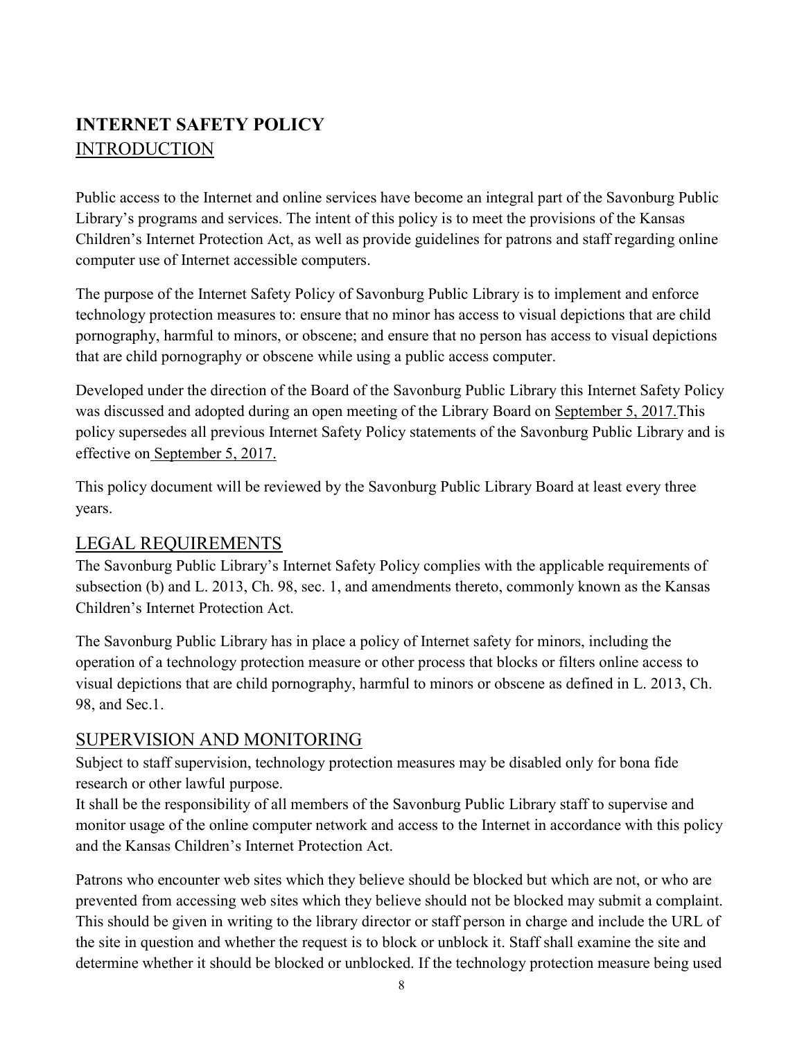# INTERNET SAFETY POLICY

## INTRODUCTION

Public access to the Internet and online services have become an integral part of the Savonburg Public Library's programs and services. The intent of this policy is to meet the provisions of the Kansas Children's Internet Protection Act, as well as provide guidelines for patrons and staff regarding online computer use of Internet accessible computers.

The purpose of the Internet Safety Policy of Savonburg Public Library is to implement and enforce technology protection measures to: ensure that no minor has access to visual depictions that are child pornography, harmful to minors, or obscene; and ensure that no person has access to visual depictions that are child pornography or obscene while using a public access computer.

Developed under the direction of the Board of the Savonburg Public Library this Internet Safety Policy was discussed and adopted during an open meeting of the Library Board on September 5, 2017.This policy supersedes all previous Internet Safety Policy statements of the Savonburg Public Library and is effective on September 5, 2017.

This policy document will be reviewed by the Savonburg Public Library Board at least every three years.

## LEGAL REQUIREMENTS

The Savonburg Public Library's Internet Safety Policy complies with the applicable requirements of subsection (b) and L. 2013, Ch. 98, sec. 1, and amendments thereto, commonly known as the Kansas Children's Internet Protection Act.

The Savonburg Public Library has in place a policy of Internet safety for minors, including the operation of a technology protection measure or other process that blocks or filters online access to visual depictions that are child pornography, harmful to minors or obscene as defined in L. 2013, Ch. 98, and Sec.1.

## SUPERVISION AND MONITORING

Subject to staff supervision, technology protection measures may be disabled only for bona fide research or other lawful purpose.

It shall be the responsibility of all members of the Savonburg Public Library staff to supervise and monitor usage of the online computer network and access to the Internet in accordance with this policy and the Kansas Children's Internet Protection Act.

Patrons who encounter web sites which they believe should be blocked but which are not, or who are prevented from accessing web sites which they believe should not be blocked may submit a complaint. This should be given in writing to the library director or staff person in charge and include the URL of the site in question and whether the request is to block or unblock it. Staff shall examine the site and determine whether it should be blocked or unblocked. If the technology protection measure being used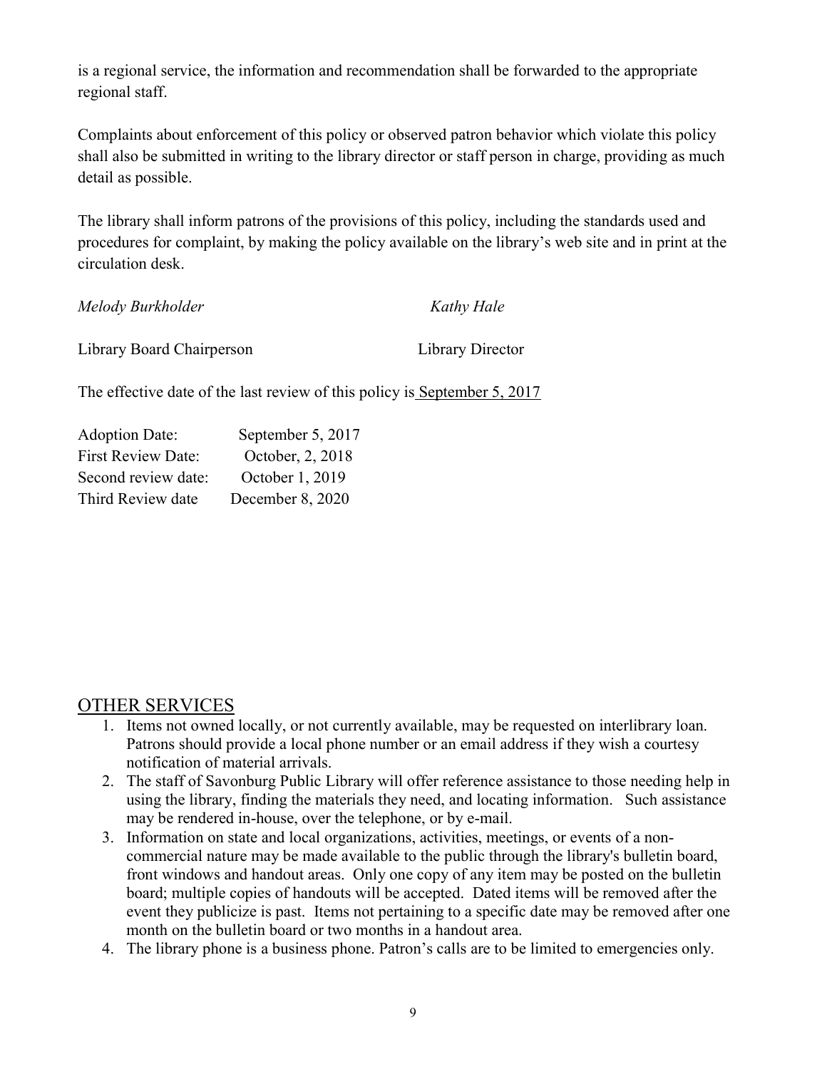is a regional service, the information and recommendation shall be forwarded to the appropriate regional staff.

Complaints about enforcement of this policy or observed patron behavior which violate this policy shall also be submitted in writing to the library director or staff person in charge, providing as much detail as possible.

The library shall inform patrons of the provisions of this policy, including the standards used and procedures for complaint, by making the policy available on the library's web site and in print at the circulation desk.

*Melody Burkholder* *Kathy Hale*

Library Board Chairperson Library Director

The effective date of the last review of this policy is September 5, 2017

| | |
|---|---|
| Adoption Date: | September 5, 2017 |
| First Review Date: | October, 2, 2018 |
| Second review date: | October 1, 2019 |
| Third Review date | December 8, 2020 |

## OTHER SERVICES

1. Items not owned locally, or not currently available, may be requested on interlibrary loan. Patrons should provide a local phone number or an email address if they wish a courtesy notification of material arrivals.
2. The staff of Savonburg Public Library will offer reference assistance to those needing help in using the library, finding the materials they need, and locating information. Such assistance may be rendered in-house, over the telephone, or by e-mail.
3. Information on state and local organizations, activities, meetings, or events of a non-commercial nature may be made available to the public through the library's bulletin board, front windows and handout areas. Only one copy of any item may be posted on the bulletin board; multiple copies of handouts will be accepted. Dated items will be removed after the event they publicize is past. Items not pertaining to a specific date may be removed after one month on the bulletin board or two months in a handout area.
4. The library phone is a business phone. Patron's calls are to be limited to emergencies only.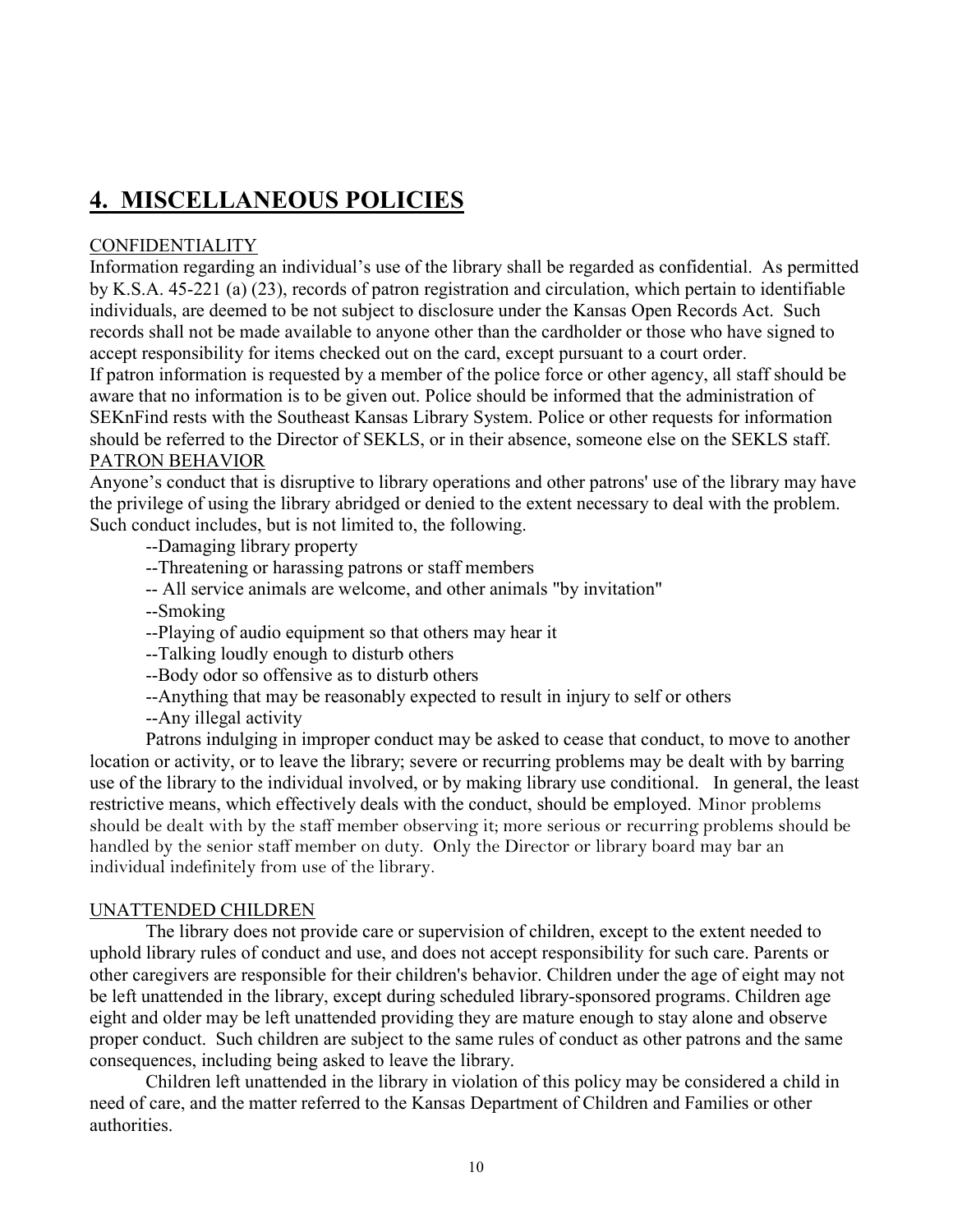## 4. MISCELLANEOUS POLICIES

CONFIDENTIALITY

Information regarding an individual's use of the library shall be regarded as confidential. As permitted by K.S.A. 45-221 (a) (23), records of patron registration and circulation, which pertain to identifiable individuals, are deemed to be not subject to disclosure under the Kansas Open Records Act. Such records shall not be made available to anyone other than the cardholder or those who have signed to accept responsibility for items checked out on the card, except pursuant to a court order.

If patron information is requested by a member of the police force or other agency, all staff should be aware that no information is to be given out. Police should be informed that the administration of SEKnFind rests with the Southeast Kansas Library System. Police or other requests for information should be referred to the Director of SEKLS, or in their absence, someone else on the SEKLS staff.

PATRON BEHAVIOR

Anyone's conduct that is disruptive to library operations and other patrons' use of the library may have the privilege of using the library abridged or denied to the extent necessary to deal with the problem. Such conduct includes, but is not limited to, the following.

--Damaging library property

--Threatening or harassing patrons or staff members

-- All service animals are welcome, and other animals "by invitation"

--Smoking

--Playing of audio equipment so that others may hear it

--Talking loudly enough to disturb others

--Body odor so offensive as to disturb others

--Anything that may be reasonably expected to result in injury to self or others

--Any illegal activity

Patrons indulging in improper conduct may be asked to cease that conduct, to move to another location or activity, or to leave the library; severe or recurring problems may be dealt with by barring use of the library to the individual involved, or by making library use conditional. In general, the least restrictive means, which effectively deals with the conduct, should be employed. Minor problems should be dealt with by the staff member observing it; more serious or recurring problems should be handled by the senior staff member on duty. Only the Director or library board may bar an individual indefinitely from use of the library.

UNATTENDED CHILDREN

The library does not provide care or supervision of children, except to the extent needed to uphold library rules of conduct and use, and does not accept responsibility for such care. Parents or other caregivers are responsible for their children's behavior. Children under the age of eight may not be left unattended in the library, except during scheduled library-sponsored programs. Children age eight and older may be left unattended providing they are mature enough to stay alone and observe proper conduct. Such children are subject to the same rules of conduct as other patrons and the same consequences, including being asked to leave the library.

Children left unattended in the library in violation of this policy may be considered a child in need of care, and the matter referred to the Kansas Department of Children and Families or other authorities.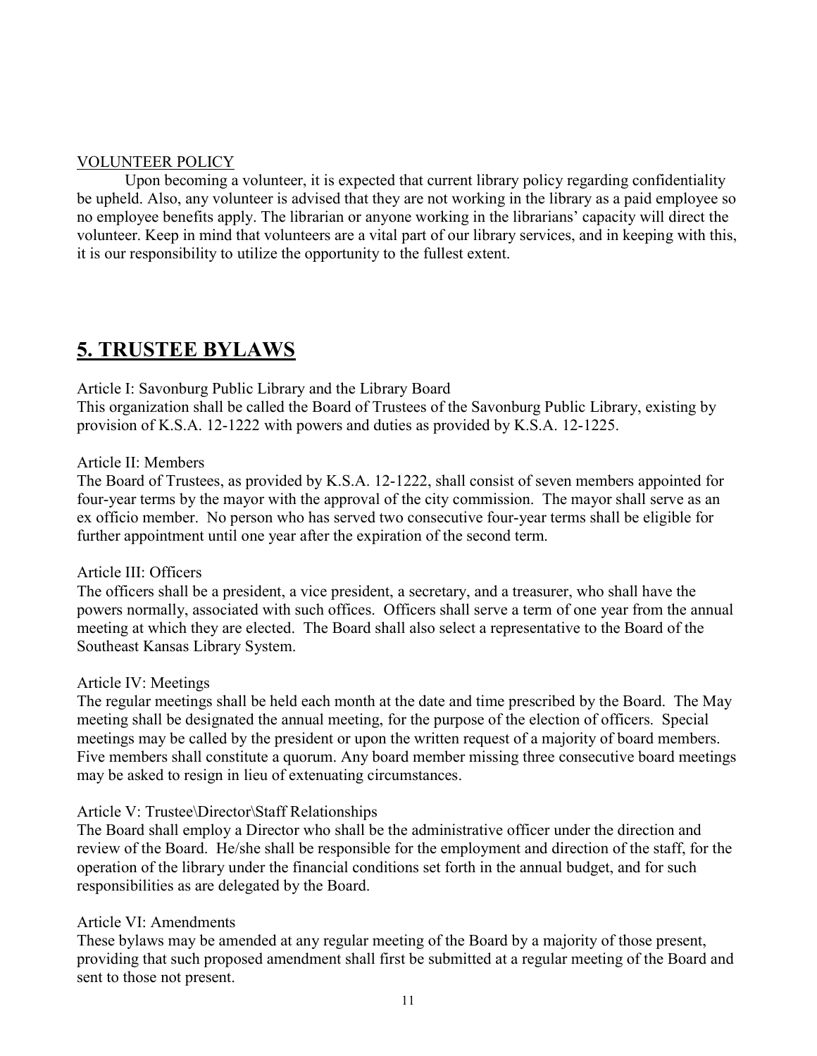VOLUNTEER POLICY

Upon becoming a volunteer, it is expected that current library policy regarding confidentiality be upheld. Also, any volunteer is advised that they are not working in the library as a paid employee so no employee benefits apply. The librarian or anyone working in the librarians' capacity will direct the volunteer. Keep in mind that volunteers are a vital part of our library services, and in keeping with this, it is our responsibility to utilize the opportunity to the fullest extent.

# 5. TRUSTEE BYLAWS

Article I: Savonburg Public Library and the Library Board

This organization shall be called the Board of Trustees of the Savonburg Public Library, existing by provision of K.S.A. 12-1222 with powers and duties as provided by K.S.A. 12-1225.

Article II: Members

The Board of Trustees, as provided by K.S.A. 12-1222, shall consist of seven members appointed for four-year terms by the mayor with the approval of the city commission. The mayor shall serve as an ex officio member. No person who has served two consecutive four-year terms shall be eligible for further appointment until one year after the expiration of the second term.

Article III: Officers

The officers shall be a president, a vice president, a secretary, and a treasurer, who shall have the powers normally, associated with such offices. Officers shall serve a term of one year from the annual meeting at which they are elected. The Board shall also select a representative to the Board of the Southeast Kansas Library System.

Article IV: Meetings

The regular meetings shall be held each month at the date and time prescribed by the Board. The May meeting shall be designated the annual meeting, for the purpose of the election of officers. Special meetings may be called by the president or upon the written request of a majority of board members. Five members shall constitute a quorum. Any board member missing three consecutive board meetings may be asked to resign in lieu of extenuating circumstances.

Article V: Trustee\Director\Staff Relationships

The Board shall employ a Director who shall be the administrative officer under the direction and review of the Board. He/she shall be responsible for the employment and direction of the staff, for the operation of the library under the financial conditions set forth in the annual budget, and for such responsibilities as are delegated by the Board.

Article VI: Amendments

These bylaws may be amended at any regular meeting of the Board by a majority of those present, providing that such proposed amendment shall first be submitted at a regular meeting of the Board and sent to those not present.